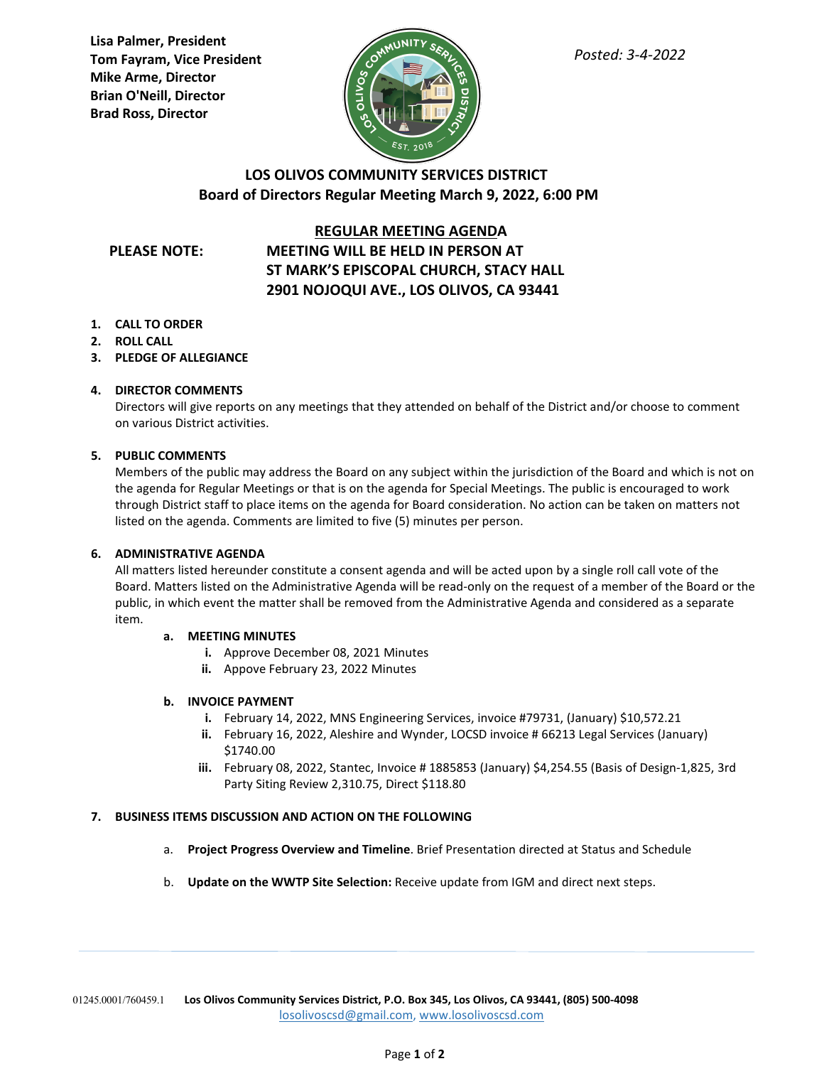Lisa Palmer, President
Tom Fayram, Vice President
Mike Arme, Director
Brian O'Neill, Director
Brad Ross, Director

*Posted: 3-4-2022*

# LOS OLIVOS COMMUNITY SERVICES DISTRICT
## Board of Directors Regular Meeting March 9, 2022, 6:00 PM

**REGULAR MEETING AGENDA**

**PLEASE NOTE:** **MEETING WILL BE HELD IN PERSON AT ST MARK'S EPISCOPAL CHURCH, STACY HALL 2901 NOJOQUI AVE., LOS OLIVOS, CA 93441**

1. **CALL TO ORDER**
2. **ROLL CALL**
3. **PLEDGE OF ALLEGIANCE**

4. **DIRECTOR COMMENTS**
   Directors will give reports on any meetings that they attended on behalf of the District and/or choose to comment on various District activities.

5. **PUBLIC COMMENTS**
   Members of the public may address the Board on any subject within the jurisdiction of the Board and which is not on the agenda for Regular Meetings or that is on the agenda for Special Meetings. The public is encouraged to work through District staff to place items on the agenda for Board consideration. No action can be taken on matters not listed on the agenda. Comments are limited to five (5) minutes per person.

6. **ADMINISTRATIVE AGENDA**
   All matters listed hereunder constitute a consent agenda and will be acted upon by a single roll call vote of the Board. Matters listed on the Administrative Agenda will be read-only on the request of a member of the Board or the public, in which event the matter shall be removed from the Administrative Agenda and considered as a separate item.

   a. **MEETING MINUTES**
      i. Approve December 08, 2021 Minutes
      ii. Appove February 23, 2022 Minutes

   b. **INVOICE PAYMENT**
      i. February 14, 2022, MNS Engineering Services, invoice #79731, (January) $10,572.21
      ii. February 16, 2022, Aleshire and Wynder, LOCSD invoice # 66213 Legal Services (January) $1740.00
      iii. February 08, 2022, Stantec, Invoice # 1885853 (January) $4,254.55 (Basis of Design-1,825, 3rd Party Siting Review 2,310.75, Direct $118.80

7. **BUSINESS ITEMS DISCUSSION AND ACTION ON THE FOLLOWING**

   a. **Project Progress Overview and Timeline**. Brief Presentation directed at Status and Schedule

   b. **Update on the WWTP Site Selection:** Receive update from IGM and direct next steps.

01245.0001/760459.1 **Los Olivos Community Services District, P.O. Box 345, Los Olivos, CA 93441, (805) 500-4098**
losolivoscsd@gmail.com, www.losolivoscsd.com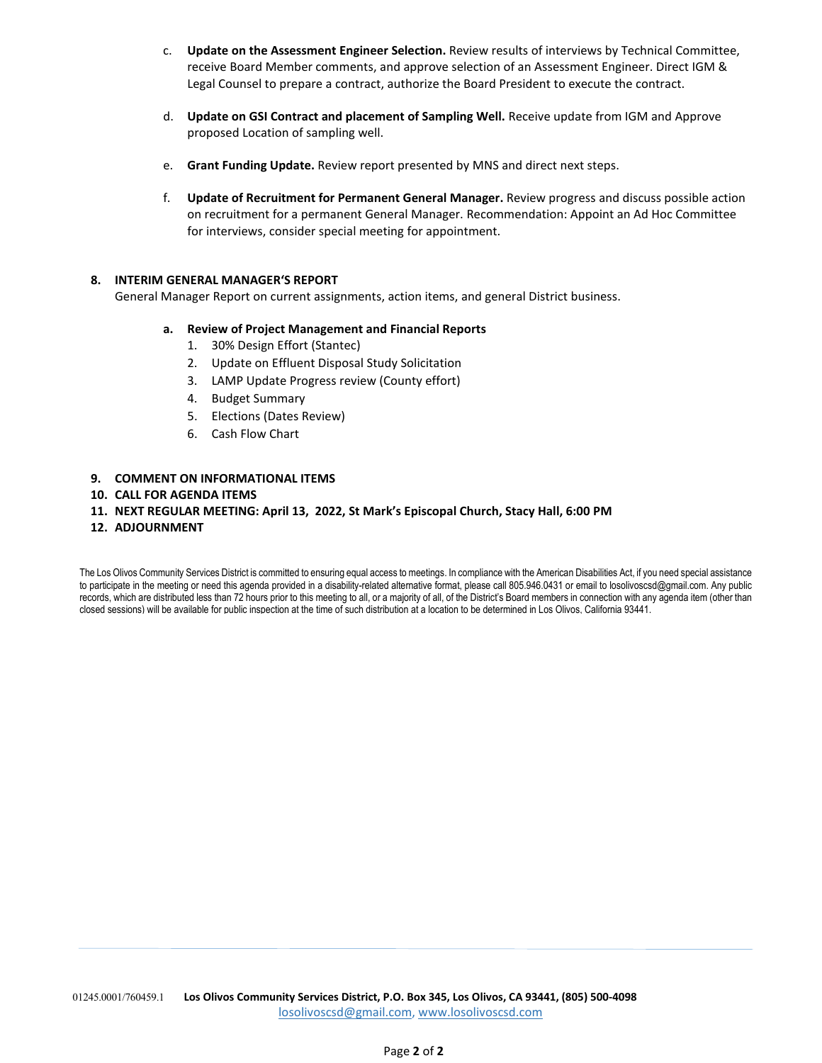c. **Update on the Assessment Engineer Selection.** Review results of interviews by Technical Committee, receive Board Member comments, and approve selection of an Assessment Engineer. Direct IGM & Legal Counsel to prepare a contract, authorize the Board President to execute the contract.

d. **Update on GSI Contract and placement of Sampling Well.** Receive update from IGM and Approve proposed Location of sampling well.

e. **Grant Funding Update.** Review report presented by MNS and direct next steps.

f. **Update of Recruitment for Permanent General Manager.** Review progress and discuss possible action on recruitment for a permanent General Manager. Recommendation: Appoint an Ad Hoc Committee for interviews, consider special meeting for appointment.

**8. INTERIM GENERAL MANAGER'S REPORT**

General Manager Report on current assignments, action items, and general District business.

**a. Review of Project Management and Financial Reports**

1. 30% Design Effort (Stantec)
2. Update on Effluent Disposal Study Solicitation
3. LAMP Update Progress review (County effort)
4. Budget Summary
5. Elections (Dates Review)
6. Cash Flow Chart

**9. COMMENT ON INFORMATIONAL ITEMS**

**10. CALL FOR AGENDA ITEMS**

**11. NEXT REGULAR MEETING: April 13, 2022, St Mark's Episcopal Church, Stacy Hall, 6:00 PM**

**12. ADJOURNMENT**

The Los Olivos Community Services District is committed to ensuring equal access to meetings. In compliance with the American Disabilities Act, if you need special assistance to participate in the meeting or need this agenda provided in a disability-related alternative format, please call 805.946.0431 or email to losolivoscsd@gmail.com. Any public records, which are distributed less than 72 hours prior to this meeting to all, or a majority of all, of the District's Board members in connection with any agenda item (other than closed sessions) will be available for public inspection at the time of such distribution at a location to be determined in Los Olivos, California 93441.

01245.0001/760459.1 **Los Olivos Community Services District, P.O. Box 345, Los Olivos, CA 93441, (805) 500-4098**
losolivoscsd@gmail.com, www.losolivoscsd.com